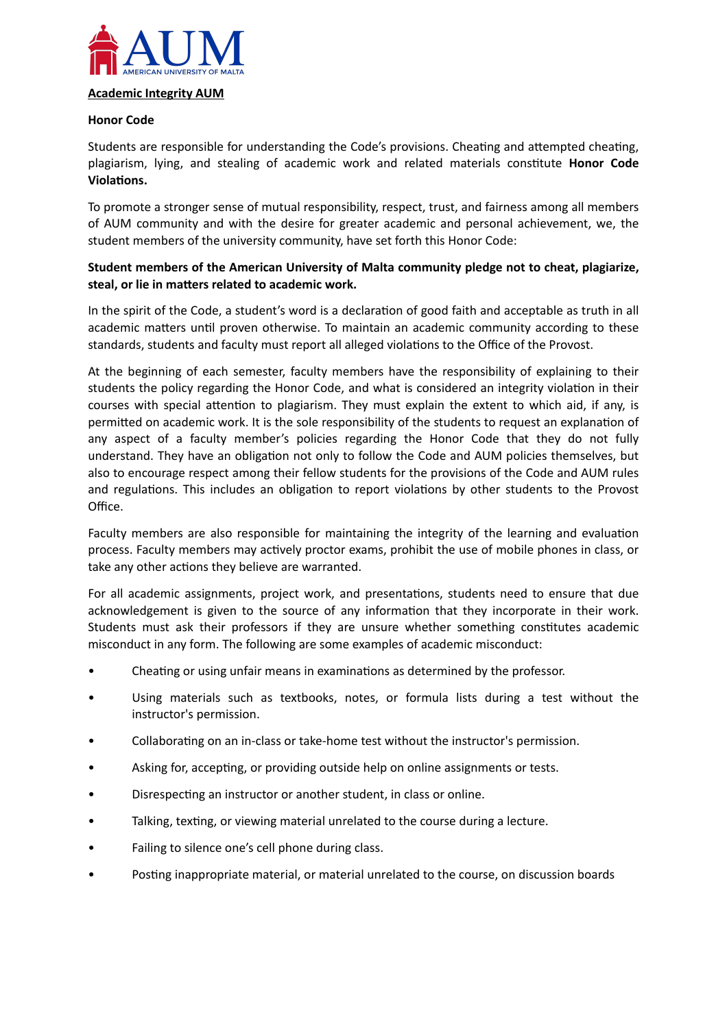**Academic Integrity AUM**

**Honor Code**

Students are responsible for understanding the Code's provisions. Cheating and attempted cheating, plagiarism, lying, and stealing of academic work and related materials constitute **Honor Code Violations.**

To promote a stronger sense of mutual responsibility, respect, trust, and fairness among all members of AUM community and with the desire for greater academic and personal achievement, we, the student members of the university community, have set forth this Honor Code:

**Student members of the American University of Malta community pledge not to cheat, plagiarize, steal, or lie in matters related to academic work.**

In the spirit of the Code, a student's word is a declaration of good faith and acceptable as truth in all academic matters until proven otherwise. To maintain an academic community according to these standards, students and faculty must report all alleged violations to the Office of the Provost.

At the beginning of each semester, faculty members have the responsibility of explaining to their students the policy regarding the Honor Code, and what is considered an integrity violation in their courses with special attention to plagiarism. They must explain the extent to which aid, if any, is permitted on academic work. It is the sole responsibility of the students to request an explanation of any aspect of a faculty member's policies regarding the Honor Code that they do not fully understand. They have an obligation not only to follow the Code and AUM policies themselves, but also to encourage respect among their fellow students for the provisions of the Code and AUM rules and regulations. This includes an obligation to report violations by other students to the Provost Office.

Faculty members are also responsible for maintaining the integrity of the learning and evaluation process. Faculty members may actively proctor exams, prohibit the use of mobile phones in class, or take any other actions they believe are warranted.

For all academic assignments, project work, and presentations, students need to ensure that due acknowledgement is given to the source of any information that they incorporate in their work. Students must ask their professors if they are unsure whether something constitutes academic misconduct in any form. The following are some examples of academic misconduct:

- Cheating or using unfair means in examinations as determined by the professor.
- Using materials such as textbooks, notes, or formula lists during a test without the instructor's permission.
- Collaborating on an in-class or take-home test without the instructor's permission.
- Asking for, accepting, or providing outside help on online assignments or tests.
- Disrespecting an instructor or another student, in class or online.
- Talking, texting, or viewing material unrelated to the course during a lecture.
- Failing to silence one's cell phone during class.
- Posting inappropriate material, or material unrelated to the course, on discussion boards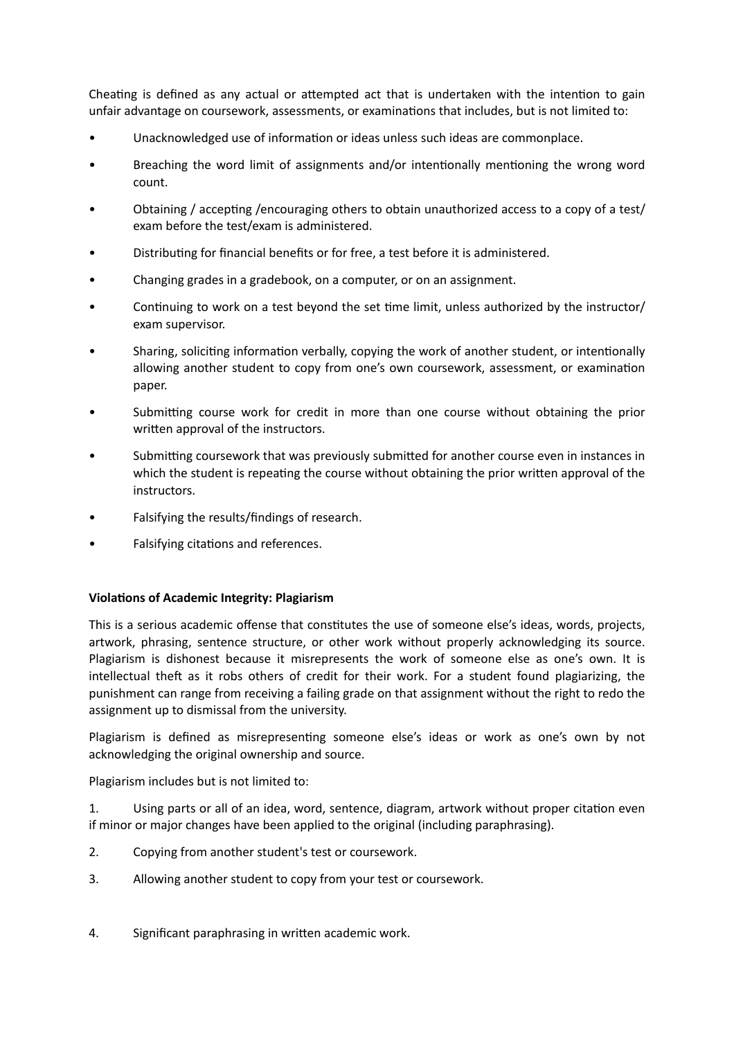Cheating is defined as any actual or attempted act that is undertaken with the intention to gain unfair advantage on coursework, assessments, or examinations that includes, but is not limited to:

- Unacknowledged use of information or ideas unless such ideas are commonplace.
- Breaching the word limit of assignments and/or intentionally mentioning the wrong word count.
- Obtaining / accepting /encouraging others to obtain unauthorized access to a copy of a test/ exam before the test/exam is administered.
- Distributing for financial benefits or for free, a test before it is administered.
- Changing grades in a gradebook, on a computer, or on an assignment.
- Continuing to work on a test beyond the set time limit, unless authorized by the instructor/ exam supervisor.
- Sharing, soliciting information verbally, copying the work of another student, or intentionally allowing another student to copy from one's own coursework, assessment, or examination paper.
- Submitting course work for credit in more than one course without obtaining the prior written approval of the instructors.
- Submitting coursework that was previously submitted for another course even in instances in which the student is repeating the course without obtaining the prior written approval of the instructors.
- Falsifying the results/findings of research.
- Falsifying citations and references.

**Violations of Academic Integrity: Plagiarism**

This is a serious academic offense that constitutes the use of someone else's ideas, words, projects, artwork, phrasing, sentence structure, or other work without properly acknowledging its source. Plagiarism is dishonest because it misrepresents the work of someone else as one's own. It is intellectual theft as it robs others of credit for their work. For a student found plagiarizing, the punishment can range from receiving a failing grade on that assignment without the right to redo the assignment up to dismissal from the university.

Plagiarism is defined as misrepresenting someone else's ideas or work as one's own by not acknowledging the original ownership and source.

Plagiarism includes but is not limited to:

1. Using parts or all of an idea, word, sentence, diagram, artwork without proper citation even if minor or major changes have been applied to the original (including paraphrasing).
2. Copying from another student's test or coursework.
3. Allowing another student to copy from your test or coursework.
4. Significant paraphrasing in written academic work.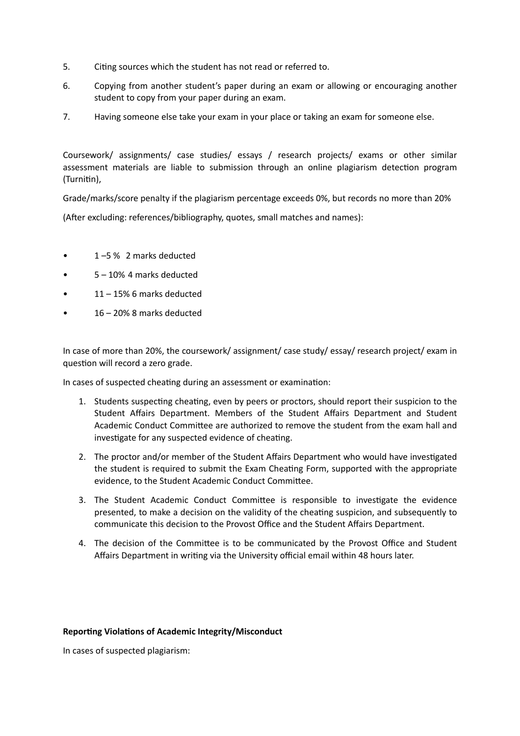5. Citing sources which the student has not read or referred to.
6. Copying from another student's paper during an exam or allowing or encouraging another student to copy from your paper during an exam.
7. Having someone else take your exam in your place or taking an exam for someone else.

Coursework/ assignments/ case studies/ essays / research projects/ exams or other similar assessment materials are liable to submission through an online plagiarism detection program (Turnitin),

Grade/marks/score penalty if the plagiarism percentage exceeds 0%, but records no more than 20%

(After excluding: references/bibliography, quotes, small matches and names):

- 1 –5 % 2 marks deducted
- 5 – 10% 4 marks deducted
- 11 – 15% 6 marks deducted
- 16 – 20% 8 marks deducted

In case of more than 20%, the coursework/ assignment/ case study/ essay/ research project/ exam in question will record a zero grade.

In cases of suspected cheating during an assessment or examination:

1. Students suspecting cheating, even by peers or proctors, should report their suspicion to the Student Affairs Department. Members of the Student Affairs Department and Student Academic Conduct Committee are authorized to remove the student from the exam hall and investigate for any suspected evidence of cheating.
2. The proctor and/or member of the Student Affairs Department who would have investigated the student is required to submit the Exam Cheating Form, supported with the appropriate evidence, to the Student Academic Conduct Committee.
3. The Student Academic Conduct Committee is responsible to investigate the evidence presented, to make a decision on the validity of the cheating suspicion, and subsequently to communicate this decision to the Provost Office and the Student Affairs Department.
4. The decision of the Committee is to be communicated by the Provost Office and Student Affairs Department in writing via the University official email within 48 hours later.

**Reporting Violations of Academic Integrity/Misconduct**

In cases of suspected plagiarism: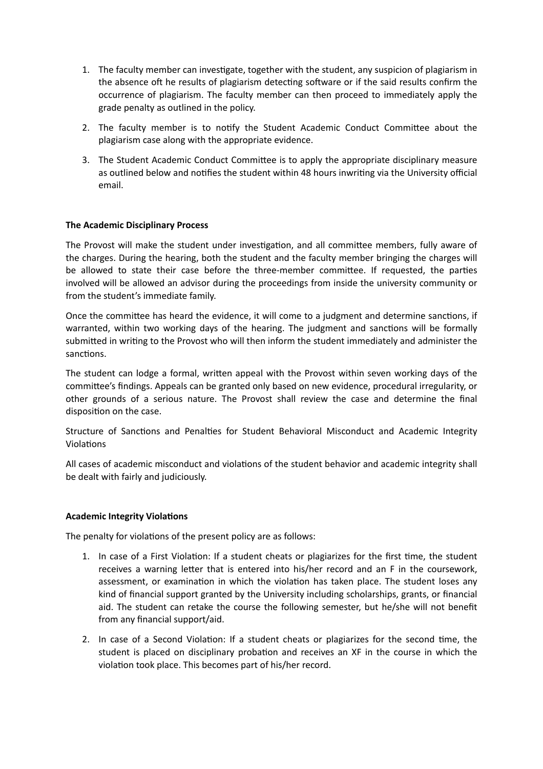1. The faculty member can investigate, together with the student, any suspicion of plagiarism in the absence oft he results of plagiarism detecting software or if the said results confirm the occurrence of plagiarism. The faculty member can then proceed to immediately apply the grade penalty as outlined in the policy.

2. The faculty member is to notify the Student Academic Conduct Committee about the plagiarism case along with the appropriate evidence.

3. The Student Academic Conduct Committee is to apply the appropriate disciplinary measure as outlined below and notifies the student within 48 hours inwriting via the University official email.

**The Academic Disciplinary Process**

The Provost will make the student under investigation, and all committee members, fully aware of the charges. During the hearing, both the student and the faculty member bringing the charges will be allowed to state their case before the three-member committee. If requested, the parties involved will be allowed an advisor during the proceedings from inside the university community or from the student's immediate family.

Once the committee has heard the evidence, it will come to a judgment and determine sanctions, if warranted, within two working days of the hearing. The judgment and sanctions will be formally submitted in writing to the Provost who will then inform the student immediately and administer the sanctions.

The student can lodge a formal, written appeal with the Provost within seven working days of the committee's findings. Appeals can be granted only based on new evidence, procedural irregularity, or other grounds of a serious nature. The Provost shall review the case and determine the final disposition on the case.

Structure of Sanctions and Penalties for Student Behavioral Misconduct and Academic Integrity Violations

All cases of academic misconduct and violations of the student behavior and academic integrity shall be dealt with fairly and judiciously.

**Academic Integrity Violations**

The penalty for violations of the present policy are as follows:

1. In case of a First Violation: If a student cheats or plagiarizes for the first time, the student receives a warning letter that is entered into his/her record and an F in the coursework, assessment, or examination in which the violation has taken place. The student loses any kind of financial support granted by the University including scholarships, grants, or financial aid. The student can retake the course the following semester, but he/she will not benefit from any financial support/aid.

2. In case of a Second Violation: If a student cheats or plagiarizes for the second time, the student is placed on disciplinary probation and receives an XF in the course in which the violation took place. This becomes part of his/her record.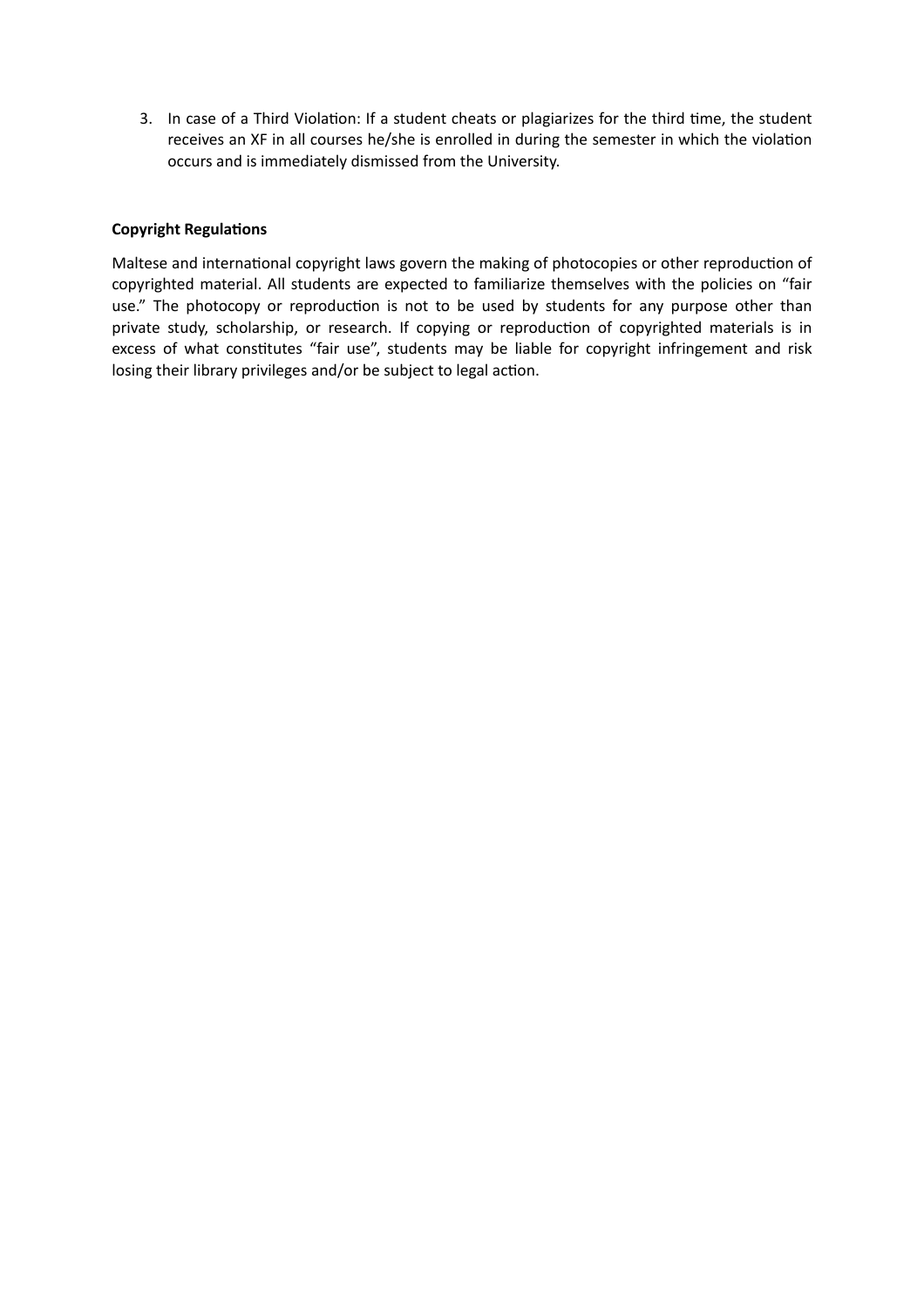3. In case of a Third Violation: If a student cheats or plagiarizes for the third time, the student receives an XF in all courses he/she is enrolled in during the semester in which the violation occurs and is immediately dismissed from the University.

**Copyright Regulations**

Maltese and international copyright laws govern the making of photocopies or other reproduction of copyrighted material. All students are expected to familiarize themselves with the policies on "fair use." The photocopy or reproduction is not to be used by students for any purpose other than private study, scholarship, or research. If copying or reproduction of copyrighted materials is in excess of what constitutes "fair use", students may be liable for copyright infringement and risk losing their library privileges and/or be subject to legal action.